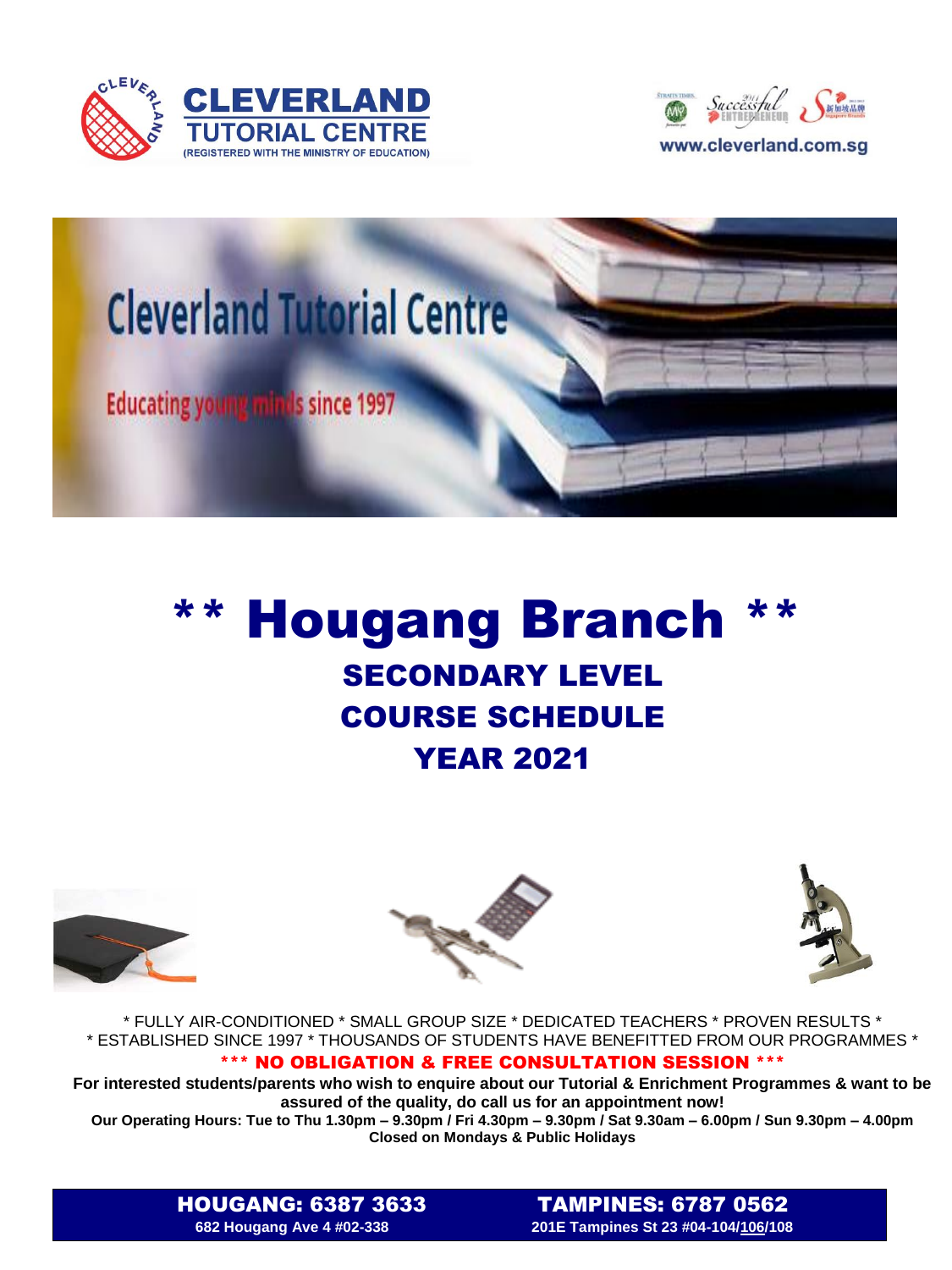**CLEVERLAND TUTORIAL CENTRE**
(REGISTERED WITH THE MINISTRY OF EDUCATION)

www.cleverland.com.sg

Cleverland Tutorial Centre

Educating young minds since 1997

# ** Hougang Branch **

## SECONDARY LEVEL
## COURSE SCHEDULE
## YEAR 2021

* FULLY AIR-CONDITIONED * SMALL GROUP SIZE * DEDICATED TEACHERS * PROVEN RESULTS *
* ESTABLISHED SINCE 1997 * THOUSANDS OF STUDENTS HAVE BENEFITTED FROM OUR PROGRAMMES *

**\*\*\* NO OBLIGATION & FREE CONSULTATION SESSION \*\*\***

**For interested students/parents who wish to enquire about our Tutorial & Enrichment Programmes & want to be assured of the quality, do call us for an appointment now!**

**Our Operating Hours: Tue to Thu 1.30pm – 9.30pm / Fri 4.30pm – 9.30pm / Sat 9.30am – 6.00pm / Sun 9.30pm – 4.00pm**

**Closed on Mondays & Public Holidays**

**HOUGANG: 6387 3633**
**682 Hougang Ave 4 #02-338**

**TAMPINES: 6787 0562**
**201E Tampines St 23 #04-104/106/108**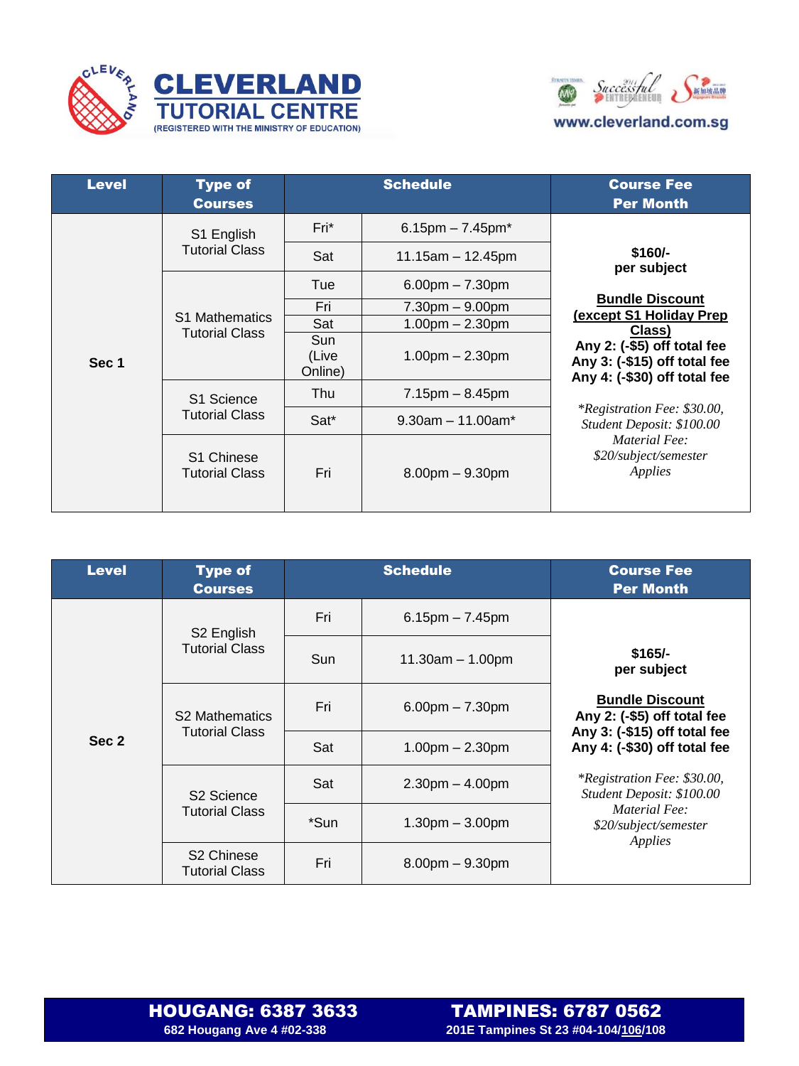# CLEVERLAND TUTORIAL CENTRE

(REGISTERED WITH THE MINISTRY OF EDUCATION)

www.cleverland.com.sg

| Level | Type of Courses | Schedule | | Course Fee Per Month |
|---|---|---|---|---|
| Sec 1 | S1 English Tutorial Class | Fri* | 6.15pm – 7.45pm* | **$160/- per subject**<br><br>**Bundle Discount (except S1 Holiday Prep Class)**<br>**Any 2: (-$5) off total fee**<br>**Any 3: (-$15) off total fee**<br>**Any 4: (-$30) off total fee**<br><br>*\*Registration Fee: $30.00, Student Deposit: $100.00 Material Fee: $20/subject/semester Applies* |
| | | Sat | 11.15am – 12.45pm | |
| | S1 Mathematics Tutorial Class | Tue | 6.00pm – 7.30pm | |
| | | Fri | 7.30pm – 9.00pm | |
| | | Sat | 1.00pm – 2.30pm | |
| | | Sun (Live Online) | 1.00pm – 2.30pm | |
| | S1 Science Tutorial Class | Thu | 7.15pm – 8.45pm | |
| | | Sat* | 9.30am – 11.00am* | |
| | S1 Chinese Tutorial Class | Fri | 8.00pm – 9.30pm | |

| Level | Type of Courses | Schedule | | Course Fee Per Month |
|---|---|---|---|---|
| Sec 2 | S2 English Tutorial Class | Fri | 6.15pm – 7.45pm | **$165/- per subject**<br><br>**Bundle Discount**<br>**Any 2: (-$5) off total fee**<br>**Any 3: (-$15) off total fee**<br>**Any 4: (-$30) off total fee**<br><br>*\*Registration Fee: $30.00, Student Deposit: $100.00 Material Fee: $20/subject/semester Applies* |
| | | Sun | 11.30am – 1.00pm | |
| | S2 Mathematics Tutorial Class | Fri | 6.00pm – 7.30pm | |
| | | Sat | 1.00pm – 2.30pm | |
| | S2 Science Tutorial Class | Sat | 2.30pm – 4.00pm | |
| | | *Sun | 1.30pm – 3.00pm | |
| | S2 Chinese Tutorial Class | Fri | 8.00pm – 9.30pm | |

**HOUGANG: 6387 3633**
**682 Hougang Ave 4 #02-338**

**TAMPINES: 6787 0562**
**201E Tampines St 23 #04-104/106/108**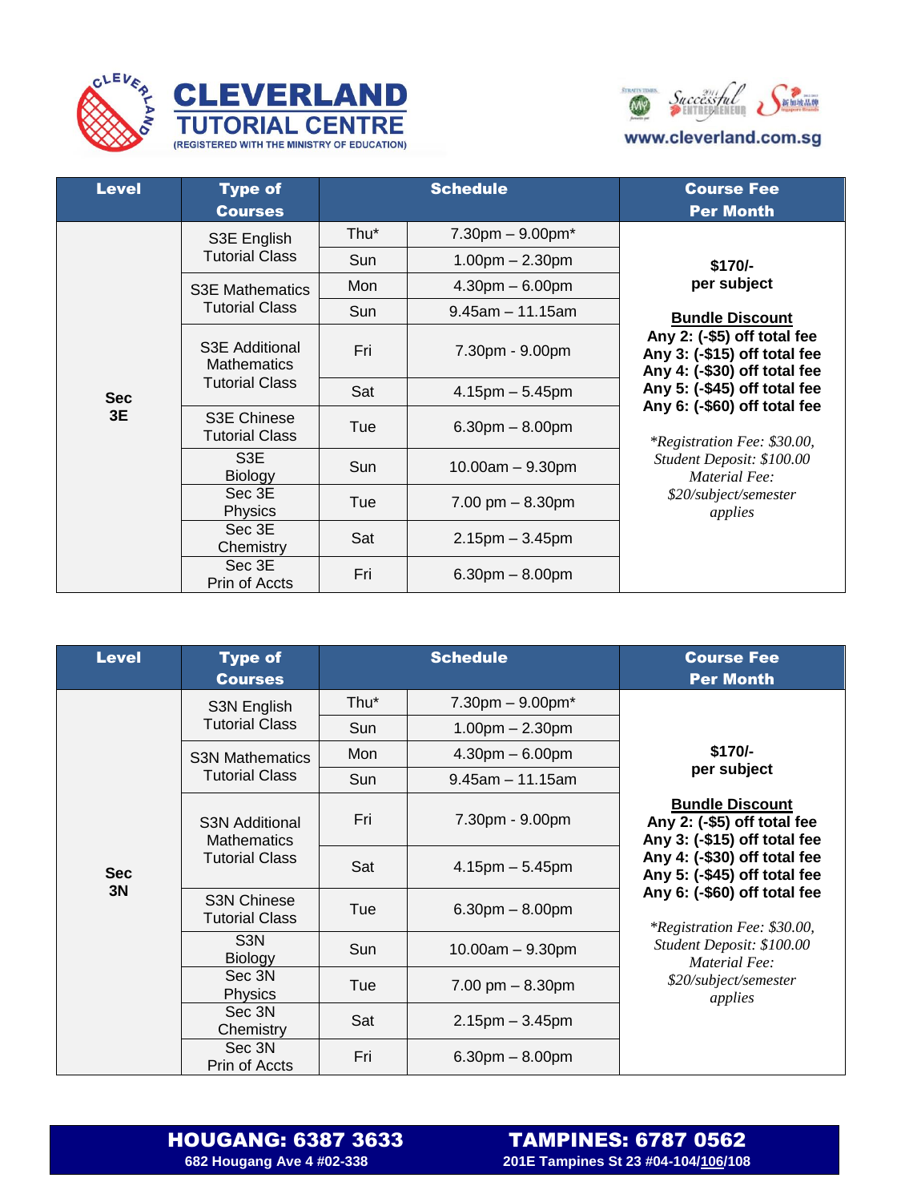# CLEVERLAND TUTORIAL CENTRE

(REGISTERED WITH THE MINISTRY OF EDUCATION)

www.cleverland.com.sg

| Level | Type of Courses | Schedule | | Course Fee Per Month |
|---|---|---|---|---|
| Sec 3E | S3E English Tutorial Class | Thu* | 7.30pm – 9.00pm* | **$170/- per subject**<br><br>**Bundle Discount**<br>**Any 2: (-$5) off total fee**<br>**Any 3: (-$15) off total fee**<br>**Any 4: (-$30) off total fee**<br>**Any 5: (-$45) off total fee**<br>**Any 6: (-$60) off total fee**<br><br>*\*Registration Fee: $30.00, Student Deposit: $100.00 Material Fee: $20/subject/semester applies* |
| | | Sun | 1.00pm – 2.30pm | |
| | S3E Mathematics Tutorial Class | Mon | 4.30pm – 6.00pm | |
| | | Sun | 9.45am – 11.15am | |
| | S3E Additional Mathematics Tutorial Class | Fri | 7.30pm - 9.00pm | |
| | | Sat | 4.15pm – 5.45pm | |
| | S3E Chinese Tutorial Class | Tue | 6.30pm – 8.00pm | |
| | S3E Biology | Sun | 10.00am – 9.30pm | |
| | Sec 3E Physics | Tue | 7.00 pm – 8.30pm | |
| | Sec 3E Chemistry | Sat | 2.15pm – 3.45pm | |
| | Sec 3E Prin of Accts | Fri | 6.30pm – 8.00pm | |

| Level | Type of Courses | Schedule | | Course Fee Per Month |
|---|---|---|---|---|
| Sec 3N | S3N English Tutorial Class | Thu* | 7.30pm – 9.00pm* | **$170/- per subject**<br><br>**Bundle Discount**<br>**Any 2: (-$5) off total fee**<br>**Any 3: (-$15) off total fee**<br>**Any 4: (-$30) off total fee**<br>**Any 5: (-$45) off total fee**<br>**Any 6: (-$60) off total fee**<br><br>*\*Registration Fee: $30.00, Student Deposit: $100.00 Material Fee: $20/subject/semester applies* |
| | | Sun | 1.00pm – 2.30pm | |
| | S3N Mathematics Tutorial Class | Mon | 4.30pm – 6.00pm | |
| | | Sun | 9.45am – 11.15am | |
| | S3N Additional Mathematics Tutorial Class | Fri | 7.30pm - 9.00pm | |
| | | Sat | 4.15pm – 5.45pm | |
| | S3N Chinese Tutorial Class | Tue | 6.30pm – 8.00pm | |
| | S3N Biology | Sun | 10.00am – 9.30pm | |
| | Sec 3N Physics | Tue | 7.00 pm – 8.30pm | |
| | Sec 3N Chemistry | Sat | 2.15pm – 3.45pm | |
| | Sec 3N Prin of Accts | Fri | 6.30pm – 8.00pm | |

**HOUGANG: 6387 3633**
682 Hougang Ave 4 #02-338

**TAMPINES: 6787 0562**
201E Tampines St 23 #04-104/106/108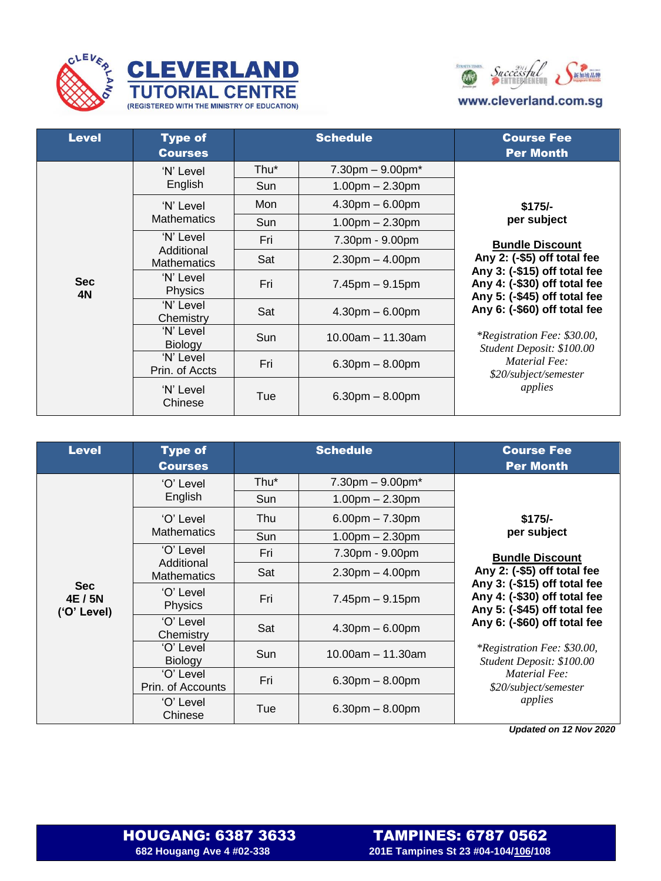# CLEVERLAND TUTORIAL CENTRE

(REGISTERED WITH THE MINISTRY OF EDUCATION)

www.cleverland.com.sg

| Level | Type of Courses | Schedule | | Course Fee Per Month |
|---|---|---|---|---|
| Sec 4N | 'N' Level English | Thu* | 7.30pm – 9.00pm* | **$175/- per subject**<br><br>**Bundle Discount**<br>**Any 2: (-$5) off total fee**<br>**Any 3: (-$15) off total fee**<br>**Any 4: (-$30) off total fee**<br>**Any 5: (-$45) off total fee**<br>**Any 6: (-$60) off total fee**<br><br>*\*Registration Fee: $30.00, Student Deposit: $100.00 Material Fee: $20/subject/semester applies* |
| | | Sun | 1.00pm – 2.30pm | |
| | 'N' Level Mathematics | Mon | 4.30pm – 6.00pm | |
| | | Sun | 1.00pm – 2.30pm | |
| | 'N' Level Additional Mathematics | Fri | 7.30pm - 9.00pm | |
| | | Sat | 2.30pm – 4.00pm | |
| | 'N' Level Physics | Fri | 7.45pm – 9.15pm | |
| | 'N' Level Chemistry | Sat | 4.30pm – 6.00pm | |
| | 'N' Level Biology | Sun | 10.00am – 11.30am | |
| | 'N' Level Prin. of Accts | Fri | 6.30pm – 8.00pm | |
| | 'N' Level Chinese | Tue | 6.30pm – 8.00pm | |

| Level | Type of Courses | Schedule | | Course Fee Per Month |
|---|---|---|---|---|
| Sec 4E / 5N ('O' Level) | 'O' Level English | Thu* | 7.30pm – 9.00pm* | **$175/- per subject**<br><br>**Bundle Discount**<br>**Any 2: (-$5) off total fee**<br>**Any 3: (-$15) off total fee**<br>**Any 4: (-$30) off total fee**<br>**Any 5: (-$45) off total fee**<br>**Any 6: (-$60) off total fee**<br><br>*\*Registration Fee: $30.00, Student Deposit: $100.00 Material Fee: $20/subject/semester applies* |
| | | Sun | 1.00pm – 2.30pm | |
| | 'O' Level Mathematics | Thu | 6.00pm – 7.30pm | |
| | | Sun | 1.00pm – 2.30pm | |
| | 'O' Level Additional Mathematics | Fri | 7.30pm - 9.00pm | |
| | | Sat | 2.30pm – 4.00pm | |
| | 'O' Level Physics | Fri | 7.45pm – 9.15pm | |
| | 'O' Level Chemistry | Sat | 4.30pm – 6.00pm | |
| | 'O' Level Biology | Sun | 10.00am – 11.30am | |
| | 'O' Level Prin. of Accounts | Fri | 6.30pm – 8.00pm | |
| | 'O' Level Chinese | Tue | 6.30pm – 8.00pm | |

***Updated on 12 Nov 2020***

**HOUGANG: 6387 3633**
**682 Hougang Ave 4 #02-338**

**TAMPINES: 6787 0562**
**201E Tampines St 23 #04-104/106/108**